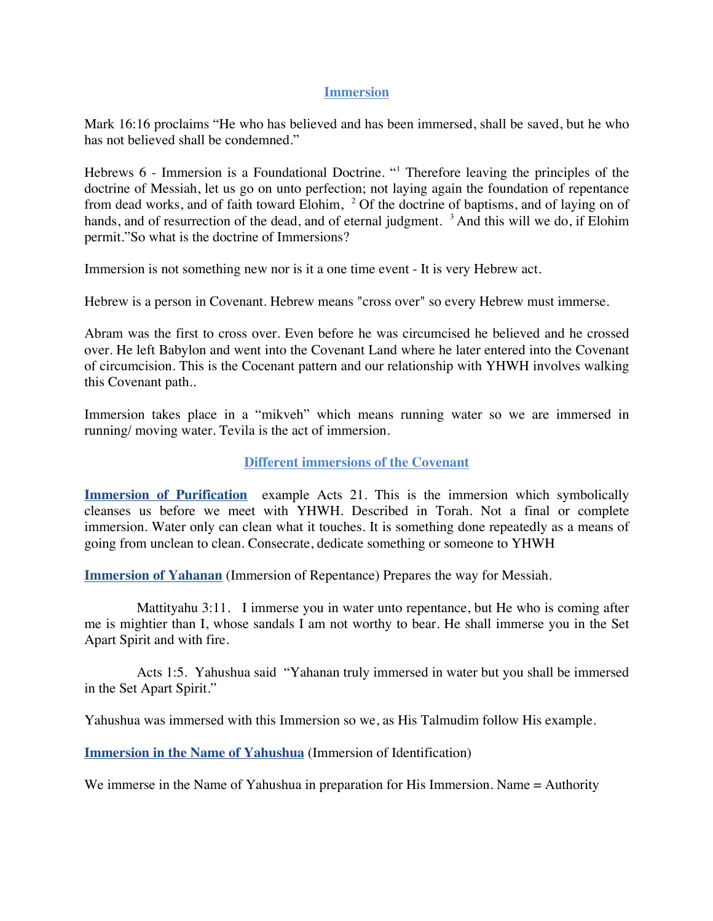## Immersion

Mark 16:16 proclaims "He who has believed and has been immersed, shall be saved, but he who has not believed shall be condemned."

Hebrews 6 - Immersion is a Foundational Doctrine. "[1] Therefore leaving the principles of the doctrine of Messiah, let us go on unto perfection; not laying again the foundation of repentance from dead works, and of faith toward Elohim, [2] Of the doctrine of baptisms, and of laying on of hands, and of resurrection of the dead, and of eternal judgment. [3] And this will we do, if Elohim permit."So what is the doctrine of Immersions?

Immersion is not something new nor is it a one time event - It is very Hebrew act.

Hebrew is a person in Covenant. Hebrew means "cross over" so every Hebrew must immerse.

Abram was the first to cross over. Even before he was circumcised he believed and he crossed over. He left Babylon and went into the Covenant Land where he later entered into the Covenant of circumcision. This is the Cocenant pattern and our relationship with YHWH involves walking this Covenant path..

Immersion takes place in a "mikveh" which means running water so we are immersed in running/ moving water. Tevila is the act of immersion.

### Different immersions of the Covenant

**Immersion of Purification** example Acts 21. This is the immersion which symbolically cleanses us before we meet with YHWH. Described in Torah. Not a final or complete immersion. Water only can clean what it touches. It is something done repeatedly as a means of going from unclean to clean. Consecrate, dedicate something or someone to YHWH

**Immersion of Yahanan** (Immersion of Repentance) Prepares the way for Messiah.

Mattityahu 3:11. I immerse you in water unto repentance, but He who is coming after me is mightier than I, whose sandals I am not worthy to bear. He shall immerse you in the Set Apart Spirit and with fire.

Acts 1:5. Yahushua said "Yahanan truly immersed in water but you shall be immersed in the Set Apart Spirit."

Yahushua was immersed with this Immersion so we, as His Talmudim follow His example.

**Immersion in the Name of Yahushua** (Immersion of Identification)

We immerse in the Name of Yahushua in preparation for His Immersion. Name = Authority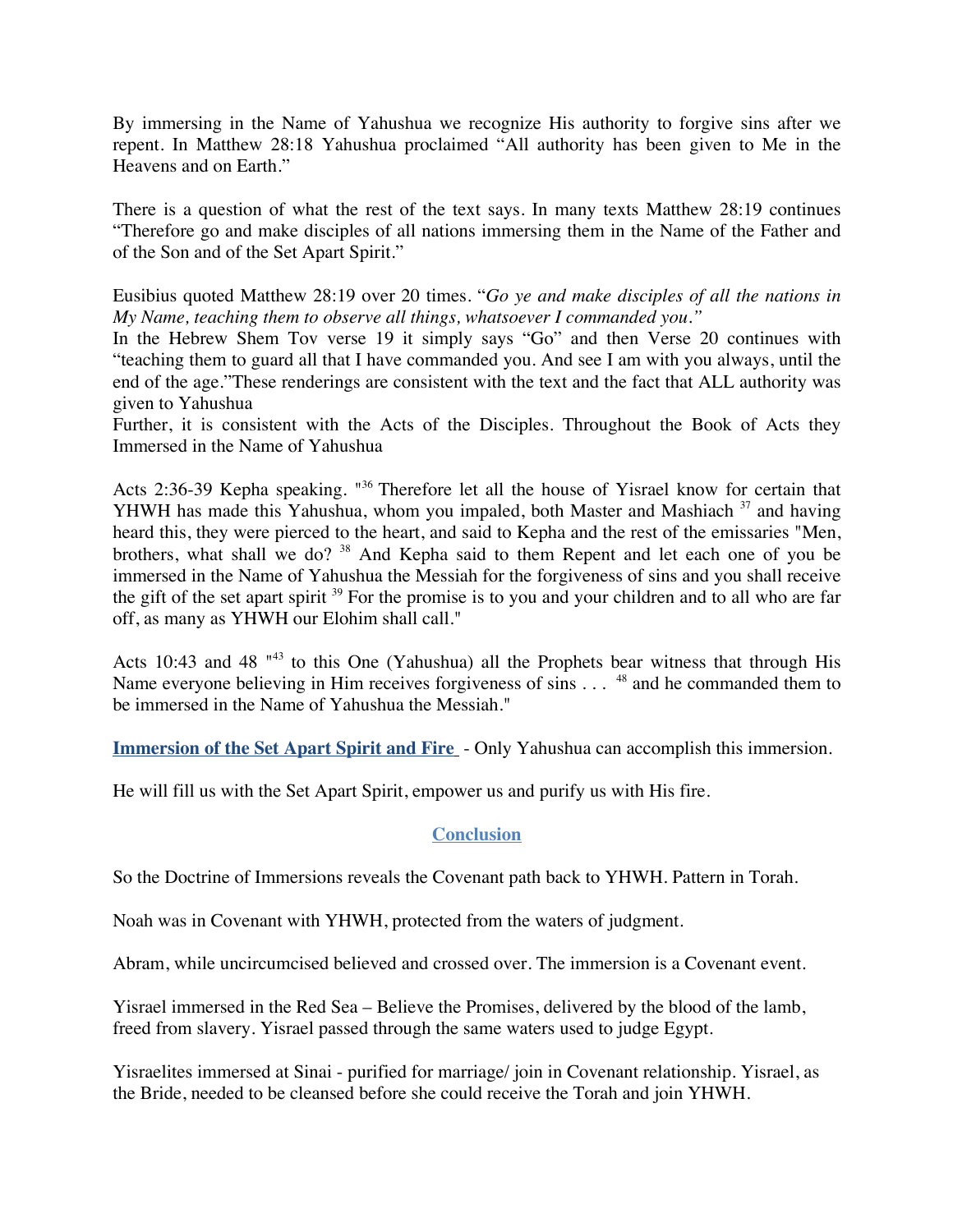By immersing in the Name of Yahushua we recognize His authority to forgive sins after we repent. In Matthew 28:18 Yahushua proclaimed "All authority has been given to Me in the Heavens and on Earth."

There is a question of what the rest of the text says. In many texts Matthew 28:19 continues "Therefore go and make disciples of all nations immersing them in the Name of the Father and of the Son and of the Set Apart Spirit."

Eusibius quoted Matthew 28:19 over 20 times. "*Go ye and make disciples of all the nations in My Name, teaching them to observe all things, whatsoever I commanded you.*"
In the Hebrew Shem Tov verse 19 it simply says "Go" and then Verse 20 continues with "teaching them to guard all that I have commanded you. And see I am with you always, until the end of the age."These renderings are consistent with the text and the fact that ALL authority was given to Yahushua
Further, it is consistent with the Acts of the Disciples. Throughout the Book of Acts they Immersed in the Name of Yahushua

Acts 2:36-39 Kepha speaking. "[36] Therefore let all the house of Yisrael know for certain that YHWH has made this Yahushua, whom you impaled, both Master and Mashiach [37] and having heard this, they were pierced to the heart, and said to Kepha and the rest of the emissaries "Men, brothers, what shall we do? [38] And Kepha said to them Repent and let each one of you be immersed in the Name of Yahushua the Messiah for the forgiveness of sins and you shall receive the gift of the set apart spirit [39] For the promise is to you and your children and to all who are far off, as many as YHWH our Elohim shall call."

Acts 10:43 and 48 "[43] to this One (Yahushua) all the Prophets bear witness that through His Name everyone believing in Him receives forgiveness of sins . . . [48] and he commanded them to be immersed in the Name of Yahushua the Messiah."

**Immersion of the Set Apart Spirit and Fire** - Only Yahushua can accomplish this immersion.

He will fill us with the Set Apart Spirit, empower us and purify us with His fire.

## Conclusion

So the Doctrine of Immersions reveals the Covenant path back to YHWH. Pattern in Torah.

Noah was in Covenant with YHWH, protected from the waters of judgment.

Abram, while uncircumcised believed and crossed over. The immersion is a Covenant event.

Yisrael immersed in the Red Sea – Believe the Promises, delivered by the blood of the lamb, freed from slavery. Yisrael passed through the same waters used to judge Egypt.

Yisraelites immersed at Sinai - purified for marriage/ join in Covenant relationship. Yisrael, as the Bride, needed to be cleansed before she could receive the Torah and join YHWH.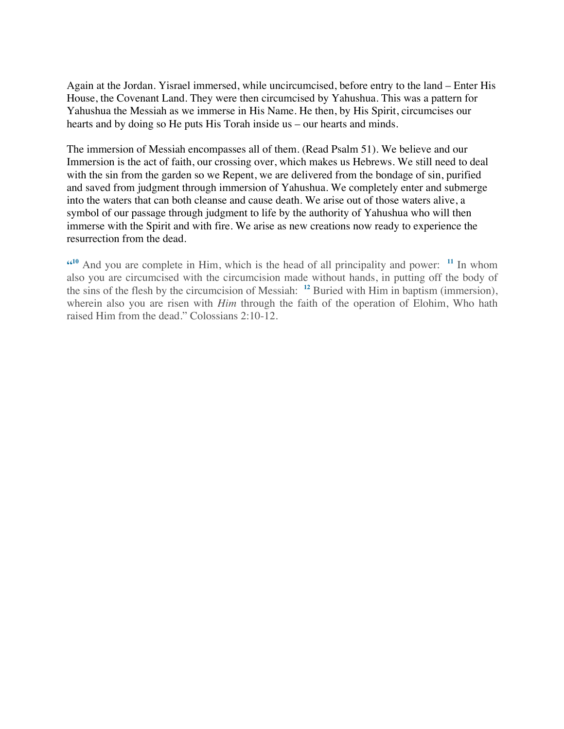Again at the Jordan. Yisrael immersed, while uncircumcised, before entry to the land – Enter His House, the Covenant Land. They were then circumcised by Yahushua. This was a pattern for Yahushua the Messiah as we immerse in His Name. He then, by His Spirit, circumcises our hearts and by doing so He puts His Torah inside us – our hearts and minds.

The immersion of Messiah encompasses all of them. (Read Psalm 51). We believe and our Immersion is the act of faith, our crossing over, which makes us Hebrews. We still need to deal with the sin from the garden so we Repent, we are delivered from the bondage of sin, purified and saved from judgment through immersion of Yahushua. We completely enter and submerge into the waters that can both cleanse and cause death. We arise out of those waters alive, a symbol of our passage through judgment to life by the authority of Yahushua who will then immerse with the Spirit and with fire. We arise as new creations now ready to experience the resurrection from the dead.

"[10] And you are complete in Him, which is the head of all principality and power: [11] In whom also you are circumcised with the circumcision made without hands, in putting off the body of the sins of the flesh by the circumcision of Messiah: [12] Buried with Him in baptism (immersion), wherein also you are risen with *Him* through the faith of the operation of Elohim, Who hath raised Him from the dead." Colossians 2:10-12.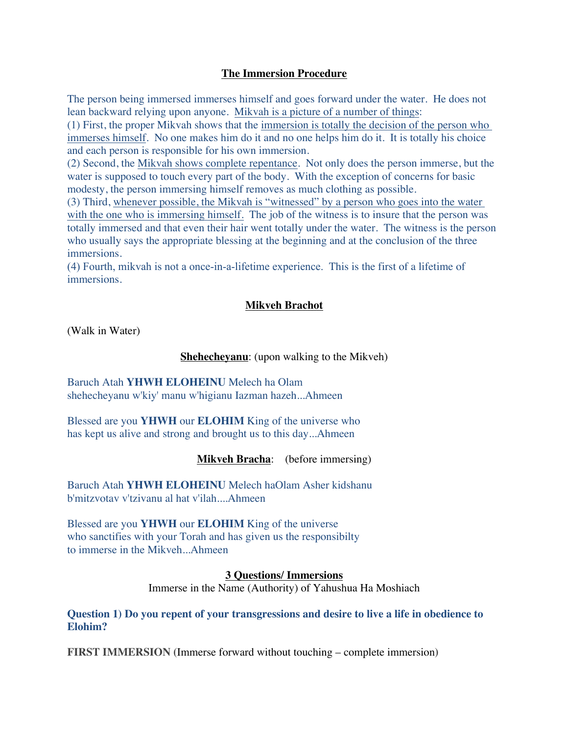## The Immersion Procedure

The person being immersed immerses himself and goes forward under the water. He does not lean backward relying upon anyone. Mikvah is a picture of a number of things:
(1) First, the proper Mikvah shows that the immersion is totally the decision of the person who immerses himself. No one makes him do it and no one helps him do it. It is totally his choice and each person is responsible for his own immersion.
(2) Second, the Mikvah shows complete repentance. Not only does the person immerse, but the water is supposed to touch every part of the body. With the exception of concerns for basic modesty, the person immersing himself removes as much clothing as possible.
(3) Third, whenever possible, the Mikvah is "witnessed" by a person who goes into the water with the one who is immersing himself. The job of the witness is to insure that the person was totally immersed and that even their hair went totally under the water. The witness is the person who usually says the appropriate blessing at the beginning and at the conclusion of the three immersions.
(4) Fourth, mikvah is not a once-in-a-lifetime experience. This is the first of a lifetime of immersions.

## Mikveh Brachot

(Walk in Water)

**Shehecheyanu**: (upon walking to the Mikveh)

Baruch Atah **YHWH ELOHEINU** Melech ha Olam
shehecheyanu w'kiy' manu w'higianu Iazman hazeh...Ahmeen

Blessed are you **YHWH** our **ELOHIM** King of the universe who
has kept us alive and strong and brought us to this day...Ahmeen

**Mikveh Bracha**: (before immersing)

Baruch Atah **YHWH ELOHEINU** Melech haOlam Asher kidshanu
b'mitzvotav v'tzivanu al hat v'ilah....Ahmeen

Blessed are you **YHWH** our **ELOHIM** King of the universe
who sanctifies with your Torah and has given us the responsibilty
to immerse in the Mikveh...Ahmeen

**3 Questions/ Immersions**

Immerse in the Name (Authority) of Yahushua Ha Moshiach

**Question 1) Do you repent of your transgressions and desire to live a life in obedience to Elohim?**

**FIRST IMMERSION** (Immerse forward without touching – complete immersion)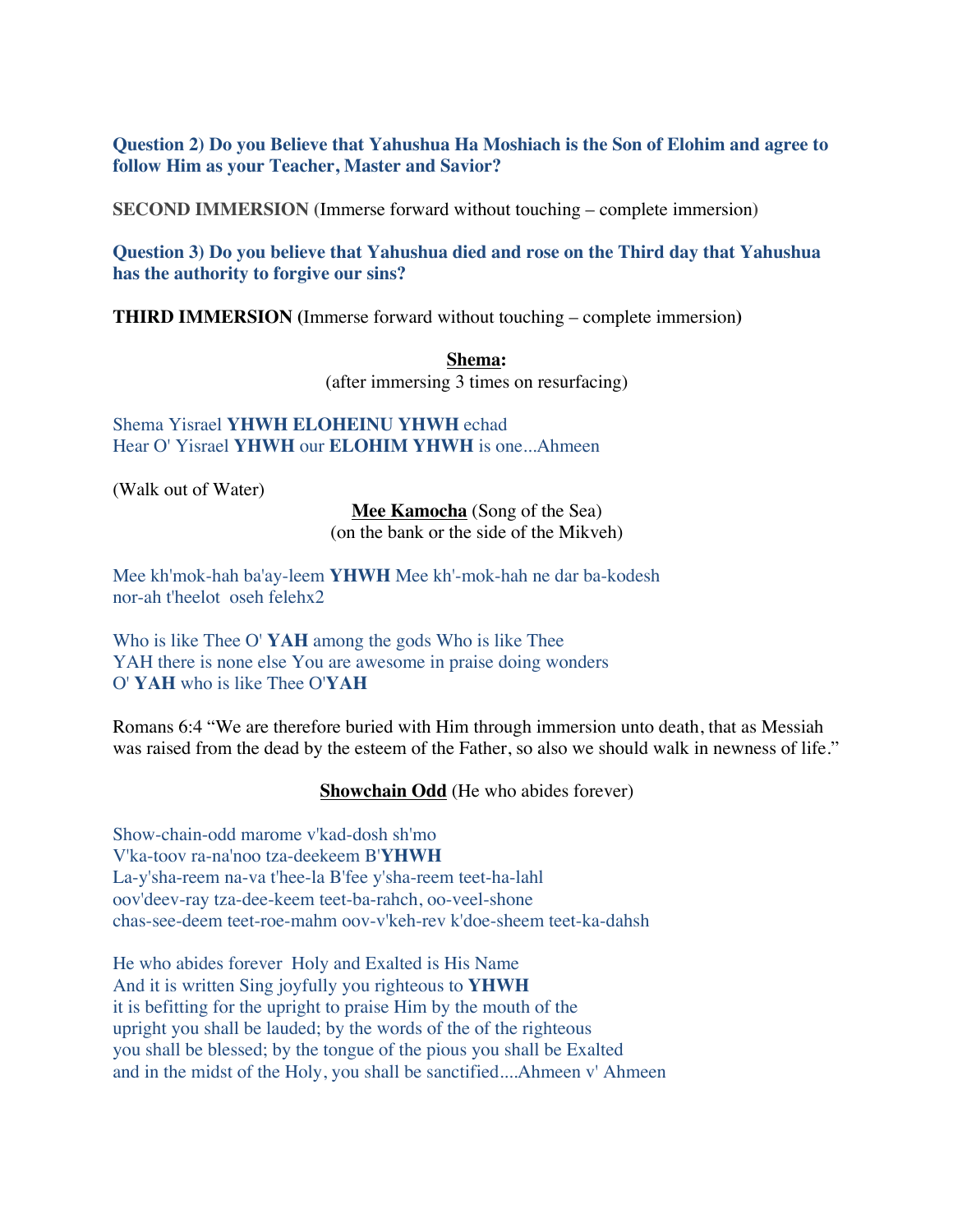**Question 2) Do you Believe that Yahushua Ha Moshiach is the Son of Elohim and agree to follow Him as your Teacher, Master and Savior?**

**SECOND IMMERSION** (Immerse forward without touching – complete immersion)

**Question 3) Do you believe that Yahushua died and rose on the Third day that Yahushua has the authority to forgive our sins?**

**THIRD IMMERSION** (Immerse forward without touching – complete immersion)

**Shema:**
(after immersing 3 times on resurfacing)

Shema Yisrael **YHWH ELOHEINU YHWH** echad
Hear O' Yisrael **YHWH** our **ELOHIM YHWH** is one...Ahmeen

(Walk out of Water)

**Mee Kamocha** (Song of the Sea)
(on the bank or the side of the Mikveh)

Mee kh'mok-hah ba'ay-leem **YHWH** Mee kh'-mok-hah ne dar ba-kodesh
nor-ah t'heelot oseh felehx2

Who is like Thee O' **YAH** among the gods Who is like Thee
YAH there is none else You are awesome in praise doing wonders
O' **YAH** who is like Thee O'**YAH**

Romans 6:4 "We are therefore buried with Him through immersion unto death, that as Messiah was raised from the dead by the esteem of the Father, so also we should walk in newness of life."

**Showchain Odd** (He who abides forever)

Show-chain-odd marome v'kad-dosh sh'mo
V'ka-toov ra-na'noo tza-deekeem B'**YHWH**
La-y'sha-reem na-va t'hee-la B'fee y'sha-reem teet-ha-lahl
oov'deev-ray tza-dee-keem teet-ba-rahch, oo-veel-shone
chas-see-deem teet-roe-mahm oov-v'keh-rev k'doe-sheem teet-ka-dahsh

He who abides forever Holy and Exalted is His Name
And it is written Sing joyfully you righteous to **YHWH**
it is befitting for the upright to praise Him by the mouth of the
upright you shall be lauded; by the words of the of the righteous
you shall be blessed; by the tongue of the pious you shall be Exalted
and in the midst of the Holy, you shall be sanctified....Ahmeen v' Ahmeen